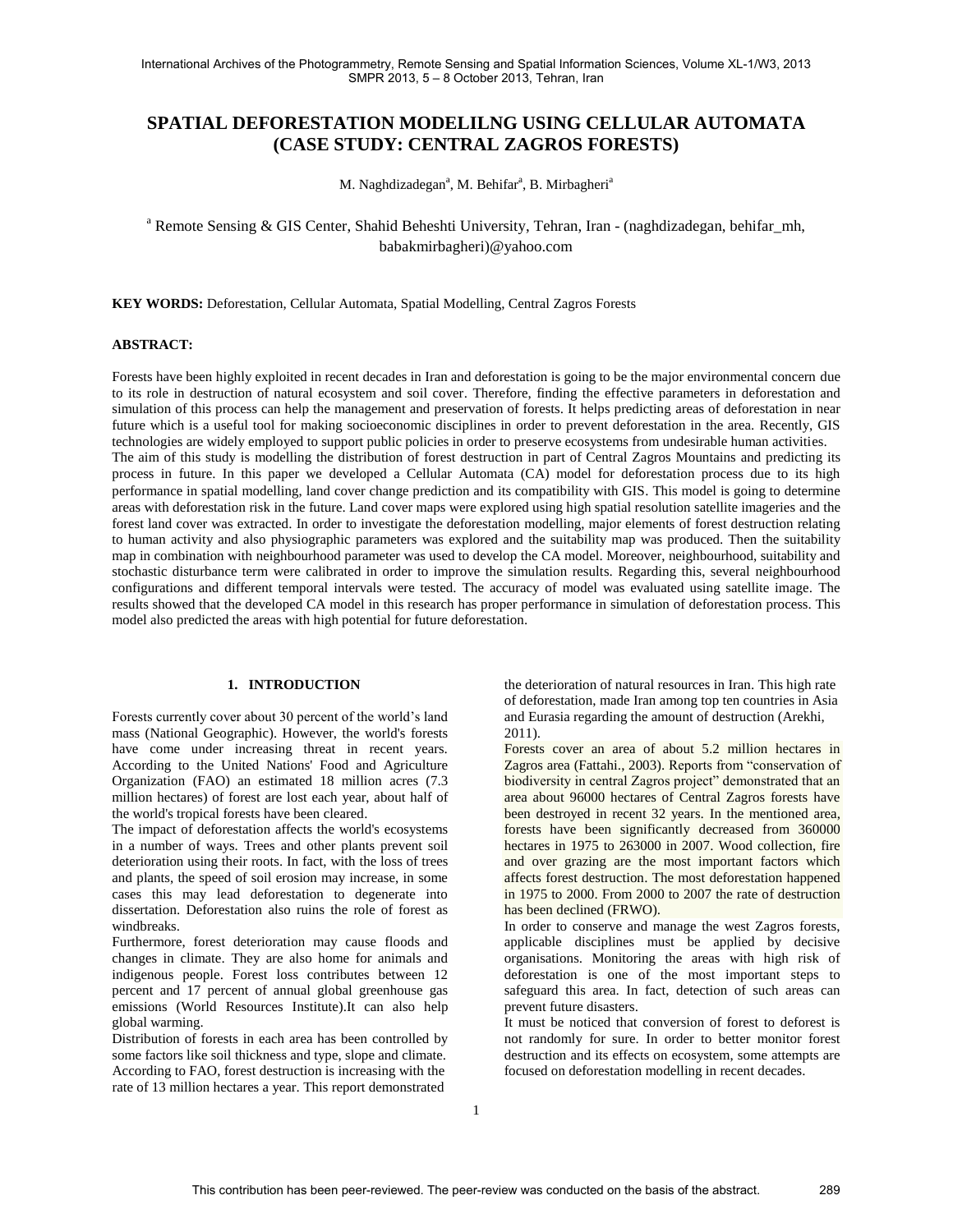# SPATIAL DEFORESTATION MODELILNG USING CELLULAR AUTOMATA (CASE STUDY: CENTRAL ZAGROS FORESTS)

M. Naghdizadegan[a], M. Behifar[a], B. Mirbagheri[a]

[a] Remote Sensing & GIS Center, Shahid Beheshti University, Tehran, Iran - (naghdizadegan, behifar_mh, babakmirbagheri)@yahoo.com

**KEY WORDS:** Deforestation, Cellular Automata, Spatial Modelling, Central Zagros Forests

## ABSTRACT:

Forests have been highly exploited in recent decades in Iran and deforestation is going to be the major environmental concern due to its role in destruction of natural ecosystem and soil cover. Therefore, finding the effective parameters in deforestation and simulation of this process can help the management and preservation of forests. It helps predicting areas of deforestation in near future which is a useful tool for making socioeconomic disciplines in order to prevent deforestation in the area. Recently, GIS technologies are widely employed to support public policies in order to preserve ecosystems from undesirable human activities.
The aim of this study is modelling the distribution of forest destruction in part of Central Zagros Mountains and predicting its process in future. In this paper we developed a Cellular Automata (CA) model for deforestation process due to its high performance in spatial modelling, land cover change prediction and its compatibility with GIS. This model is going to determine areas with deforestation risk in the future. Land cover maps were explored using high spatial resolution satellite imageries and the forest land cover was extracted. In order to investigate the deforestation modelling, major elements of forest destruction relating to human activity and also physiographic parameters was explored and the suitability map was produced. Then the suitability map in combination with neighbourhood parameter was used to develop the CA model. Moreover, neighbourhood, suitability and stochastic disturbance term were calibrated in order to improve the simulation results. Regarding this, several neighbourhood configurations and different temporal intervals were tested. The accuracy of model was evaluated using satellite image. The results showed that the developed CA model in this research has proper performance in simulation of deforestation process. This model also predicted the areas with high potential for future deforestation.

## 1. INTRODUCTION

Forests currently cover about 30 percent of the world's land mass (National Geographic). However, the world's forests have come under increasing threat in recent years. According to the United Nations' Food and Agriculture Organization (FAO) an estimated 18 million acres (7.3 million hectares) of forest are lost each year, about half of the world's tropical forests have been cleared.
The impact of deforestation affects the world's ecosystems in a number of ways. Trees and other plants prevent soil deterioration using their roots. In fact, with the loss of trees and plants, the speed of soil erosion may increase, in some cases this may lead deforestation to degenerate into dissertation. Deforestation also ruins the role of forest as windbreaks.
Furthermore, forest deterioration may cause floods and changes in climate. They are also home for animals and indigenous people. Forest loss contributes between 12 percent and 17 percent of annual global greenhouse gas emissions (World Resources Institute).It can also help global warming.
Distribution of forests in each area has been controlled by some factors like soil thickness and type, slope and climate. According to FAO, forest destruction is increasing with the rate of 13 million hectares a year. This report demonstrated the deterioration of natural resources in Iran. This high rate of deforestation, made Iran among top ten countries in Asia and Eurasia regarding the amount of destruction (Arekhi, 2011).
Forests cover an area of about 5.2 million hectares in Zagros area (Fattahi., 2003). Reports from "conservation of biodiversity in central Zagros project" demonstrated that an area about 96000 hectares of Central Zagros forests have been destroyed in recent 32 years. In the mentioned area, forests have been significantly decreased from 360000 hectares in 1975 to 263000 in 2007. Wood collection, fire and over grazing are the most important factors which affects forest destruction. The most deforestation happened in 1975 to 2000. From 2000 to 2007 the rate of destruction has been declined (FRWO).
In order to conserve and manage the west Zagros forests, applicable disciplines must be applied by decisive organisations. Monitoring the areas with high risk of deforestation is one of the most important steps to safeguard this area. In fact, detection of such areas can prevent future disasters.
It must be noticed that conversion of forest to deforest is not randomly for sure. In order to better monitor forest destruction and its effects on ecosystem, some attempts are focused on deforestation modelling in recent decades.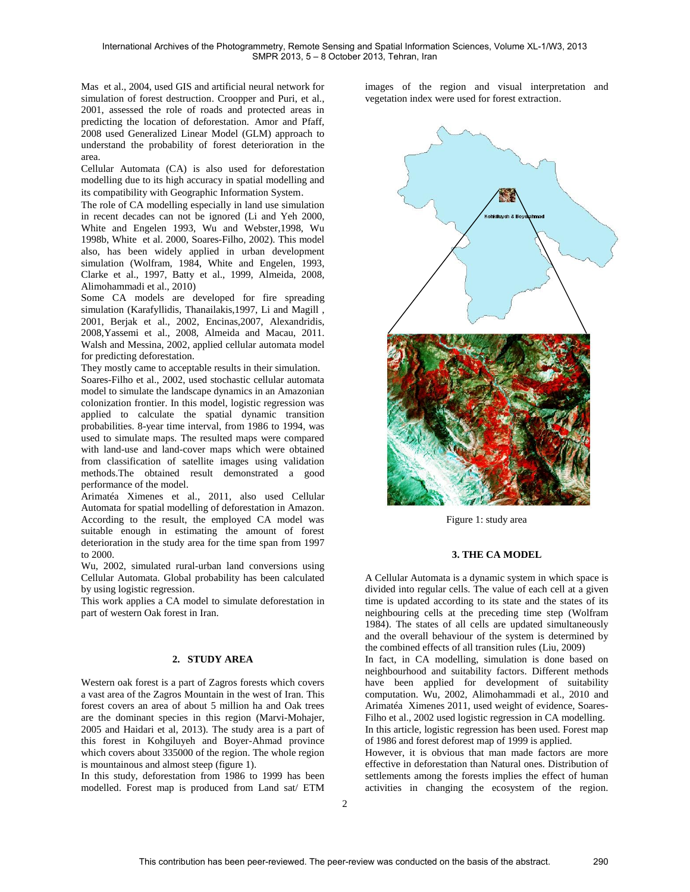Mas et al., 2004, used GIS and artificial neural network for simulation of forest destruction. Croopper and Puri, et al., 2001, assessed the role of roads and protected areas in predicting the location of deforestation. Amor and Pfaff, 2008 used Generalized Linear Model (GLM) approach to understand the probability of forest deterioration in the area.

Cellular Automata (CA) is also used for deforestation modelling due to its high accuracy in spatial modelling and its compatibility with Geographic Information System.

The role of CA modelling especially in land use simulation in recent decades can not be ignored (Li and Yeh 2000, White and Engelen 1993, Wu and Webster,1998, Wu 1998b, White et al. 2000, Soares-Filho, 2002). This model also, has been widely applied in urban development simulation (Wolfram, 1984, White and Engelen, 1993, Clarke et al., 1997, Batty et al., 1999, Almeida, 2008, Alimohammadi et al., 2010)

Some CA models are developed for fire spreading simulation (Karafyllidis, Thanailakis,1997, Li and Magill , 2001, Berjak et al., 2002, Encinas,2007, Alexandridis, 2008,Yassemi et al., 2008, Almeida and Macau, 2011. Walsh and Messina, 2002, applied cellular automata model for predicting deforestation.

They mostly came to acceptable results in their simulation.

Soares-Filho et al., 2002, used stochastic cellular automata model to simulate the landscape dynamics in an Amazonian colonization frontier. In this model, logistic regression was applied to calculate the spatial dynamic transition probabilities. 8-year time interval, from 1986 to 1994, was used to simulate maps. The resulted maps were compared with land-use and land-cover maps which were obtained from classification of satellite images using validation methods.The obtained result demonstrated a good performance of the model.

Arimatéa Ximenes et al., 2011, also used Cellular Automata for spatial modelling of deforestation in Amazon. According to the result, the employed CA model was suitable enough in estimating the amount of forest deterioration in the study area for the time span from 1997 to 2000.

Wu, 2002, simulated rural-urban land conversions using Cellular Automata. Global probability has been calculated by using logistic regression.

This work applies a CA model to simulate deforestation in part of western Oak forest in Iran.

## 2. STUDY AREA

Western oak forest is a part of Zagros forests which covers a vast area of the Zagros Mountain in the west of Iran. This forest covers an area of about 5 million ha and Oak trees are the dominant species in this region (Marvi-Mohajer, 2005 and Haidari et al, 2013). The study area is a part of this forest in Kohgiluyeh and Boyer-Ahmad province which covers about 335000 of the region. The whole region is mountainous and almost steep (figure 1).

In this study, deforestation from 1986 to 1999 has been modelled. Forest map is produced from Land sat/ ETM images of the region and visual interpretation and vegetation index were used for forest extraction.

Figure 1: study area

## 3. THE CA MODEL

A Cellular Automata is a dynamic system in which space is divided into regular cells. The value of each cell at a given time is updated according to its state and the states of its neighbouring cells at the preceding time step (Wolfram 1984). The states of all cells are updated simultaneously and the overall behaviour of the system is determined by the combined effects of all transition rules (Liu, 2009)

In fact, in CA modelling, simulation is done based on neighbourhood and suitability factors. Different methods have been applied for development of suitability computation. Wu, 2002, Alimohammadi et al., 2010 and Arimatéa Ximenes 2011, used weight of evidence, Soares-Filho et al., 2002 used logistic regression in CA modelling.

In this article, logistic regression has been used. Forest map of 1986 and forest deforest map of 1999 is applied.

However, it is obvious that man made factors are more effective in deforestation than Natural ones. Distribution of settlements among the forests implies the effect of human activities in changing the ecosystem of the region.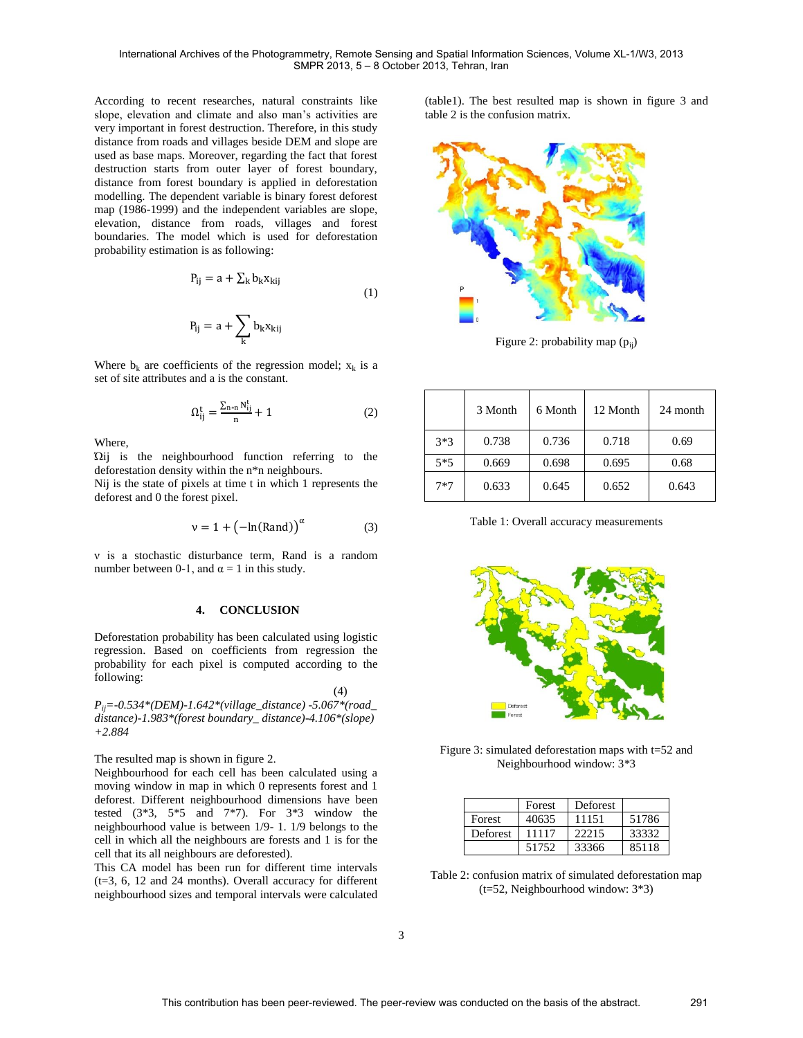According to recent researches, natural constraints like slope, elevation and climate and also man's activities are very important in forest destruction. Therefore, in this study distance from roads and villages beside DEM and slope are used as base maps. Moreover, regarding the fact that forest destruction starts from outer layer of forest boundary, distance from forest boundary is applied in deforestation modelling. The dependent variable is binary forest deforest map (1986-1999) and the independent variables are slope, elevation, distance from roads, villages and forest boundaries. The model which is used for deforestation probability estimation is as following:

$$P_{ij} = a + \sum_k b_k x_{kij} \tag{1}$$

$$P_{ij} = a + \sum_k b_k x_{kij}$$

Where $b_k$ are coefficients of the regression model; $x_k$ is a set of site attributes and a is the constant.

$$\Omega_{ij}^t = \frac{\sum_{n*n} N_{ij}^t}{n} + 1 \tag{2}$$

Where,
Ωij is the neighbourhood function referring to the deforestation density within the n*n neighbours.
Nij is the state of pixels at time t in which 1 represents the deforest and 0 the forest pixel.

$$v = 1 + (-\ln(\text{Rand}))^{\alpha} \tag{3}$$

v is a stochastic disturbance term, Rand is a random number between 0-1, and $\alpha = 1$ in this study.

## 4. CONCLUSION

Deforestation probability has been calculated using logistic regression. Based on coefficients from regression the probability for each pixel is computed according to the following:

(4)

*$P_{ij}$=-0.534*(DEM)-1.642*(village_distance) -5.067*(road_distance)-1.983*(forest boundary_ distance)-4.106*(slope) +2.884*

The resulted map is shown in figure 2.

Neighbourhood for each cell has been calculated using a moving window in map in which 0 represents forest and 1 deforest. Different neighbourhood dimensions have been tested (3*3, 5*5 and 7*7). For 3*3 window the neighbourhood value is between 1/9- 1. 1/9 belongs to the cell in which all the neighbours are forests and 1 is for the cell that its all neighbours are deforested).

This CA model has been run for different time intervals (t=3, 6, 12 and 24 months). Overall accuracy for different neighbourhood sizes and temporal intervals were calculated (table1). The best resulted map is shown in figure 3 and table 2 is the confusion matrix.

Figure 2: probability map ($p_{ij}$)

| | 3 Month | 6 Month | 12 Month | 24 month |
|---|---|---|---|---|
| 3*3 | 0.738 | 0.736 | 0.718 | 0.69 |
| 5*5 | 0.669 | 0.698 | 0.695 | 0.68 |
| 7*7 | 0.633 | 0.645 | 0.652 | 0.643 |

Table 1: Overall accuracy measurements

Figure 3: simulated deforestation maps with t=52 and Neighbourhood window: 3*3

| | Forest | Deforest | |
|---|---|---|---|
| Forest | 40635 | 11151 | 51786 |
| Deforest | 11117 | 22215 | 33332 |
| | 51752 | 33366 | 85118 |

Table 2: confusion matrix of simulated deforestation map (t=52, Neighbourhood window: 3*3)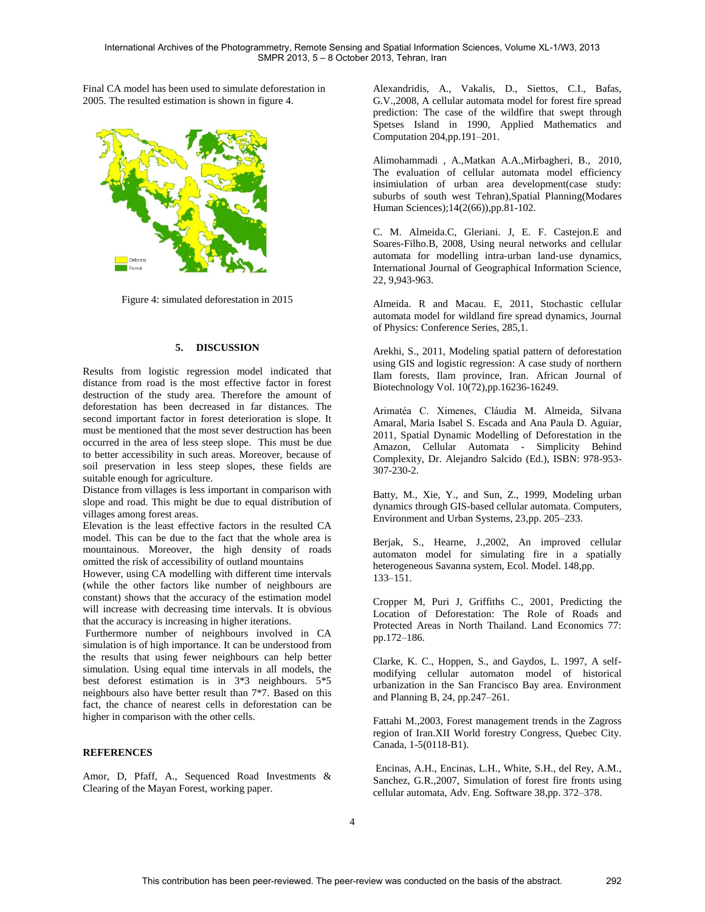Final CA model has been used to simulate deforestation in 2005. The resulted estimation is shown in figure 4.

Figure 4: simulated deforestation in 2015

## 5. DISCUSSION

Results from logistic regression model indicated that distance from road is the most effective factor in forest destruction of the study area. Therefore the amount of deforestation has been decreased in far distances. The second important factor in forest deterioration is slope. It must be mentioned that the most sever destruction has been occurred in the area of less steep slope. This must be due to better accessibility in such areas. Moreover, because of soil preservation in less steep slopes, these fields are suitable enough for agriculture.

Distance from villages is less important in comparison with slope and road. This might be due to equal distribution of villages among forest areas.

Elevation is the least effective factors in the resulted CA model. This can be due to the fact that the whole area is mountainous. Moreover, the high density of roads omitted the risk of accessibility of outland mountains

However, using CA modelling with different time intervals (while the other factors like number of neighbours are constant) shows that the accuracy of the estimation model will increase with decreasing time intervals. It is obvious that the accuracy is increasing in higher iterations.

Furthermore number of neighbours involved in CA simulation is of high importance. It can be understood from the results that using fewer neighbours can help better simulation. Using equal time intervals in all models, the best deforest estimation is in 3*3 neighbours. 5*5 neighbours also have better result than 7*7. Based on this fact, the chance of nearest cells in deforestation can be higher in comparison with the other cells.

## REFERENCES

Amor, D, Pfaff, A., Sequenced Road Investments & Clearing of the Mayan Forest, working paper.

Alexandridis, A., Vakalis, D., Siettos, C.I., Bafas, G.V.,2008, A cellular automata model for forest fire spread prediction: The case of the wildfire that swept through Spetses Island in 1990, Applied Mathematics and Computation 204,pp.191–201.

Alimohammadi , A.,Matkan A.A.,Mirbagheri, B., 2010, The evaluation of cellular automata model efficiency insimiulation of urban area development(case study: suburbs of south west Tehran),Spatial Planning(Modares Human Sciences);14(2(66)),pp.81-102.

C. M. Almeida.C, Gleriani. J, E. F. Castejon.E and Soares-Filho.B, 2008, Using neural networks and cellular automata for modelling intra-urban land-use dynamics, International Journal of Geographical Information Science, 22, 9,943-963.

Almeida. R and Macau. E, 2011, Stochastic cellular automata model for wildland fire spread dynamics, Journal of Physics: Conference Series, 285,1.

Arekhi, S., 2011, Modeling spatial pattern of deforestation using GIS and logistic regression: A case study of northern Ilam forests, Ilam province, Iran. African Journal of Biotechnology Vol. 10(72),pp.16236-16249.

Arimatéa C. Ximenes, Cláudia M. Almeida, Silvana Amaral, Maria Isabel S. Escada and Ana Paula D. Aguiar, 2011, Spatial Dynamic Modelling of Deforestation in the Amazon, Cellular Automata - Simplicity Behind Complexity, Dr. Alejandro Salcido (Ed.), ISBN: 978-953-307-230-2.

Batty, M., Xie, Y., and Sun, Z., 1999, Modeling urban dynamics through GIS-based cellular automata. Computers, Environment and Urban Systems, 23,pp. 205–233.

Berjak, S., Hearne, J.,2002, An improved cellular automaton model for simulating fire in a spatially heterogeneous Savanna system, Ecol. Model. 148,pp. 133–151.

Cropper M, Puri J, Griffiths C., 2001, Predicting the Location of Deforestation: The Role of Roads and Protected Areas in North Thailand. Land Economics 77: pp.172–186.

Clarke, K. C., Hoppen, S., and Gaydos, L. 1997, A self-modifying cellular automaton model of historical urbanization in the San Francisco Bay area. Environment and Planning B, 24, pp.247–261.

Fattahi M.,2003, Forest management trends in the Zagross region of Iran.XII World forestry Congress, Quebec City. Canada, 1-5(0118-B1).

Encinas, A.H., Encinas, L.H., White, S.H., del Rey, A.M., Sanchez, G.R.,2007, Simulation of forest fire fronts using cellular automata, Adv. Eng. Software 38,pp. 372–378.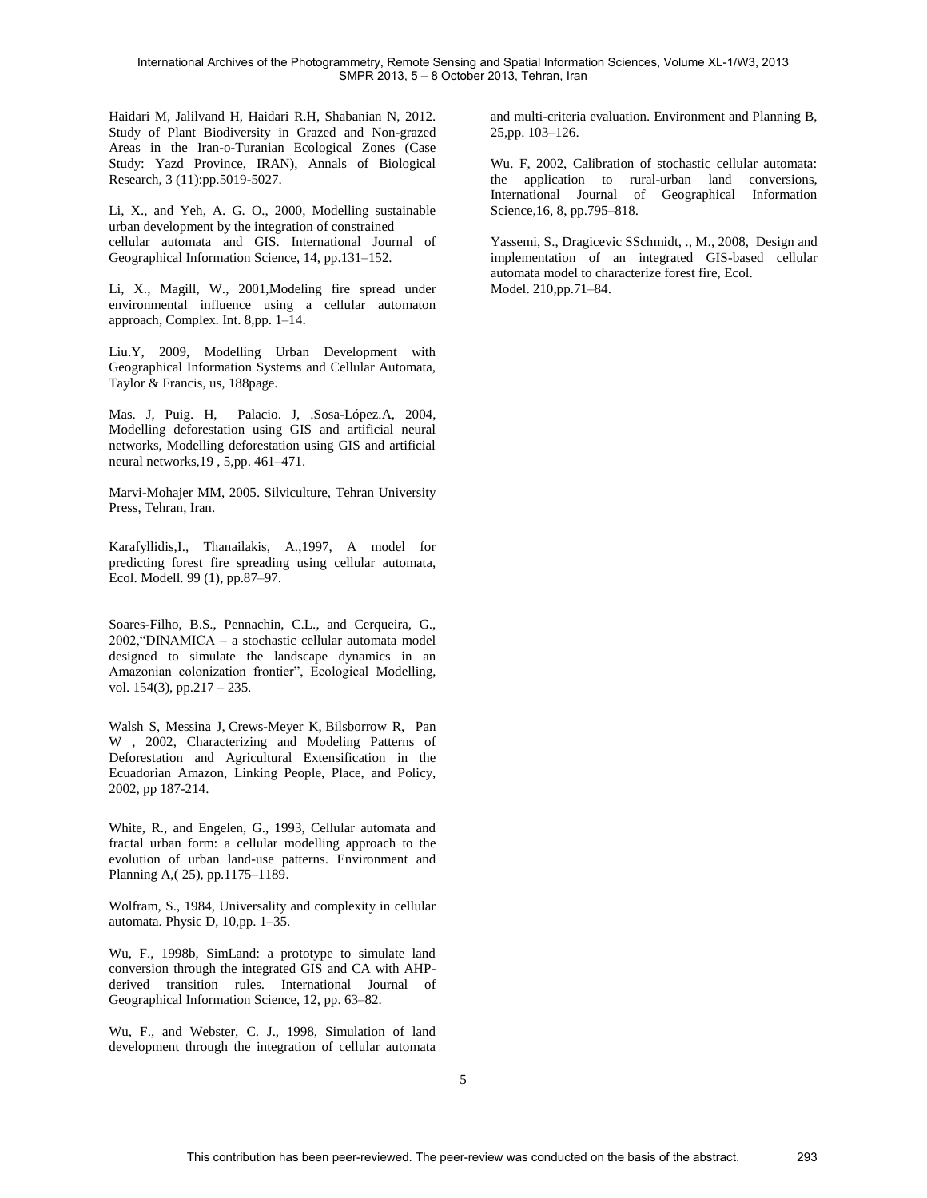Haidari M, Jalilvand H, Haidari R.H, Shabanian N, 2012. Study of Plant Biodiversity in Grazed and Non-grazed Areas in the Iran-o-Turanian Ecological Zones (Case Study: Yazd Province, IRAN), Annals of Biological Research, 3 (11):pp.5019-5027.

Li, X., and Yeh, A. G. O., 2000, Modelling sustainable urban development by the integration of constrained cellular automata and GIS. International Journal of Geographical Information Science, 14, pp.131–152.

Li, X., Magill, W., 2001,Modeling fire spread under environmental influence using a cellular automaton approach, Complex. Int. 8,pp. 1–14.

Liu.Y, 2009, Modelling Urban Development with Geographical Information Systems and Cellular Automata, Taylor & Francis, us, 188page.

Mas. J, Puig. H, Palacio. J, .Sosa-López.A, 2004, Modelling deforestation using GIS and artificial neural networks, Modelling deforestation using GIS and artificial neural networks,19 , 5,pp. 461–471.

Marvi-Mohajer MM, 2005. Silviculture, Tehran University Press, Tehran, Iran.

Karafyllidis,I., Thanailakis, A.,1997, A model for predicting forest fire spreading using cellular automata, Ecol. Modell. 99 (1), pp.87–97.

Soares-Filho, B.S., Pennachin, C.L., and Cerqueira, G., 2002,"DINAMICA – a stochastic cellular automata model designed to simulate the landscape dynamics in an Amazonian colonization frontier", Ecological Modelling, vol. 154(3), pp.217 – 235.

Walsh S, Messina J, Crews-Meyer K, Bilsborrow R, Pan W , 2002, Characterizing and Modeling Patterns of Deforestation and Agricultural Extensification in the Ecuadorian Amazon, Linking People, Place, and Policy, 2002, pp 187-214.

White, R., and Engelen, G., 1993, Cellular automata and fractal urban form: a cellular modelling approach to the evolution of urban land-use patterns. Environment and Planning A,( 25), pp.1175–1189.

Wolfram, S., 1984, Universality and complexity in cellular automata. Physic D, 10,pp. 1–35.

Wu, F., 1998b, SimLand: a prototype to simulate land conversion through the integrated GIS and CA with AHP-derived transition rules. International Journal of Geographical Information Science, 12, pp. 63–82.

Wu, F., and Webster, C. J., 1998, Simulation of land development through the integration of cellular automata and multi-criteria evaluation. Environment and Planning B, 25,pp. 103–126.

Wu. F, 2002, Calibration of stochastic cellular automata: the application to rural-urban land conversions, International Journal of Geographical Information Science,16, 8, pp.795–818.

Yassemi, S., Dragicevic SSchmidt, ., M., 2008, Design and implementation of an integrated GIS-based cellular automata model to characterize forest fire, Ecol. Model. 210,pp.71–84.